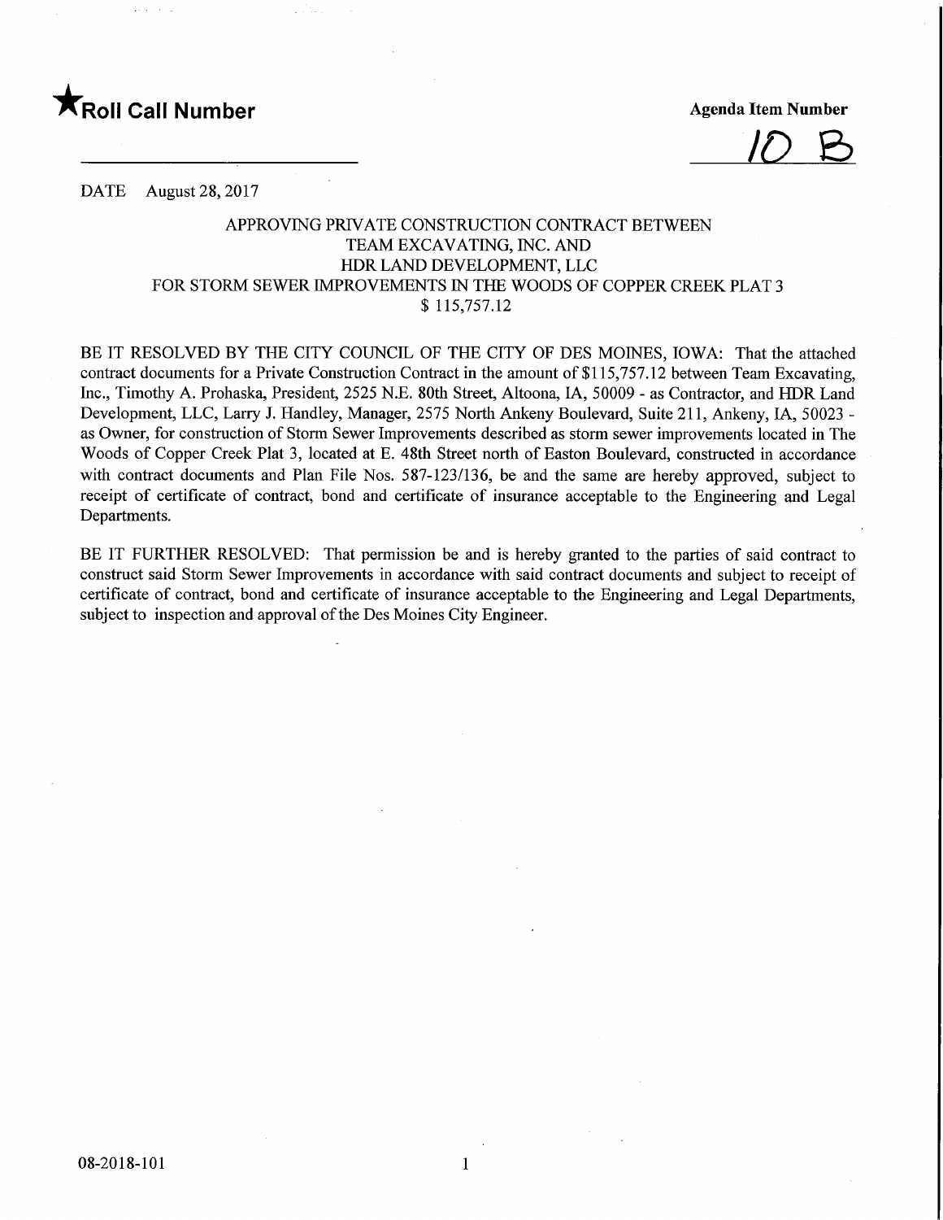★**Roll Call Number**

**Agenda Item Number**

10 B

DATE August 28, 2017

APPROVING PRIVATE CONSTRUCTION CONTRACT BETWEEN
TEAM EXCAVATING, INC. AND
HDR LAND DEVELOPMENT, LLC
FOR STORM SEWER IMPROVEMENTS IN THE WOODS OF COPPER CREEK PLAT 3
$ 115,757.12

BE IT RESOLVED BY THE CITY COUNCIL OF THE CITY OF DES MOINES, IOWA: That the attached contract documents for a Private Construction Contract in the amount of $115,757.12 between Team Excavating, Inc., Timothy A. Prohaska, President, 2525 N.E. 80th Street, Altoona, IA, 50009 - as Contractor, and HDR Land Development, LLC, Larry J. Handley, Manager, 2575 North Ankeny Boulevard, Suite 211, Ankeny, IA, 50023 - as Owner, for construction of Storm Sewer Improvements described as storm sewer improvements located in The Woods of Copper Creek Plat 3, located at E. 48th Street north of Easton Boulevard, constructed in accordance with contract documents and Plan File Nos. 587-123/136, be and the same are hereby approved, subject to receipt of certificate of contract, bond and certificate of insurance acceptable to the Engineering and Legal Departments.

BE IT FURTHER RESOLVED: That permission be and is hereby granted to the parties of said contract to construct said Storm Sewer Improvements in accordance with said contract documents and subject to receipt of certificate of contract, bond and certificate of insurance acceptable to the Engineering and Legal Departments, subject to inspection and approval of the Des Moines City Engineer.

08-2018-101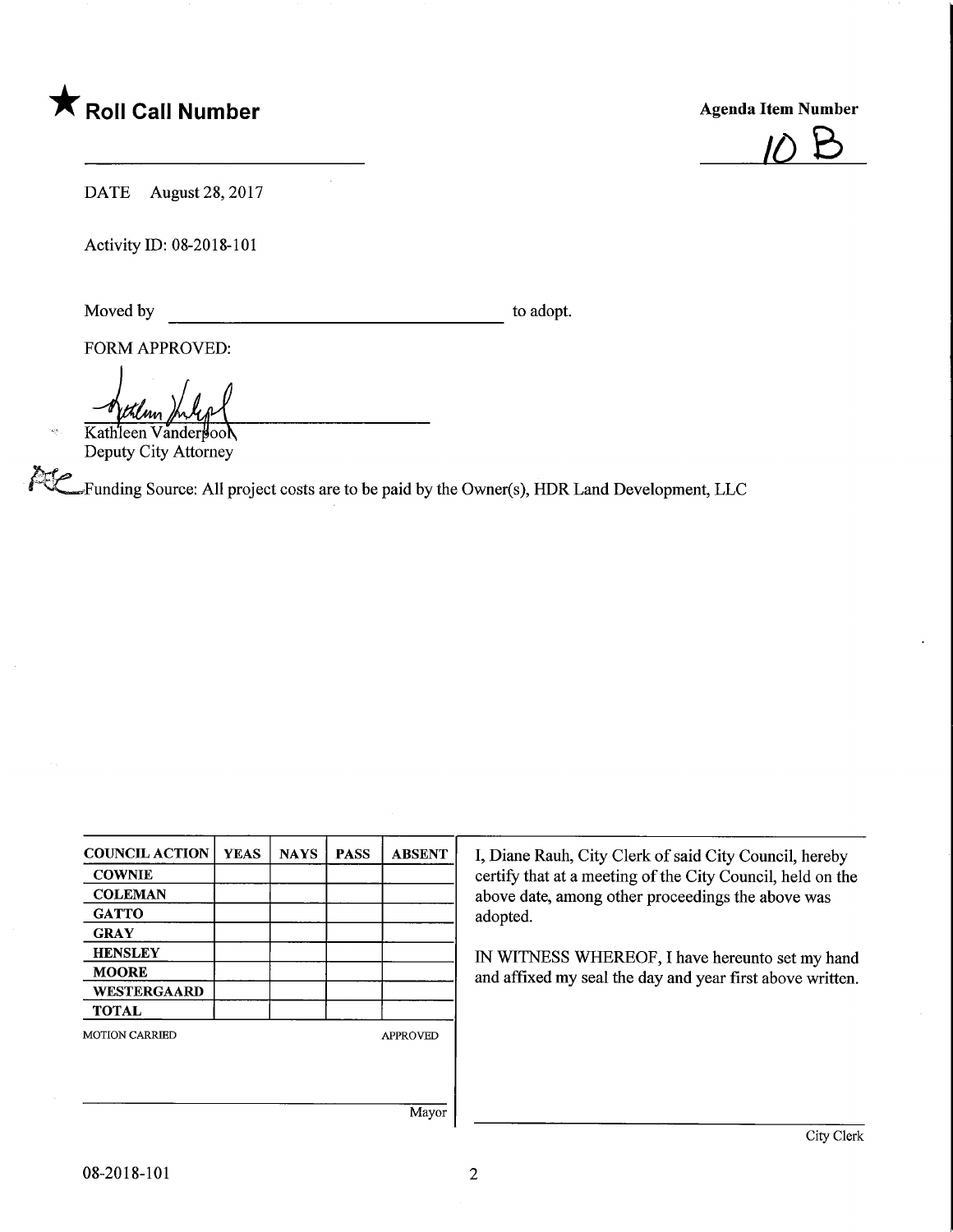★ **Roll Call Number**

______________________

**Agenda Item Number**

10 B

DATE August 28, 2017

Activity ID: 08-2018-101

Moved by ______________________ to adopt.

FORM APPROVED:

Kathleen Vanderpool
Deputy City Attorney

Funding Source: All project costs are to be paid by the Owner(s), HDR Land Development, LLC

| COUNCIL ACTION | YEAS | NAYS | PASS | ABSENT |
|---|---|---|---|---|
| COWNIE | | | | |
| COLEMAN | | | | |
| GATTO | | | | |
| GRAY | | | | |
| HENSLEY | | | | |
| MOORE | | | | |
| WESTERGAARD | | | | |
| TOTAL | | | | |

MOTION CARRIED APPROVED

______________________
Mayor

I, Diane Rauh, City Clerk of said City Council, hereby certify that at a meeting of the City Council, held on the above date, among other proceedings the above was adopted.

IN WITNESS WHEREOF, I have hereunto set my hand and affixed my seal the day and year first above written.

______________________
City Clerk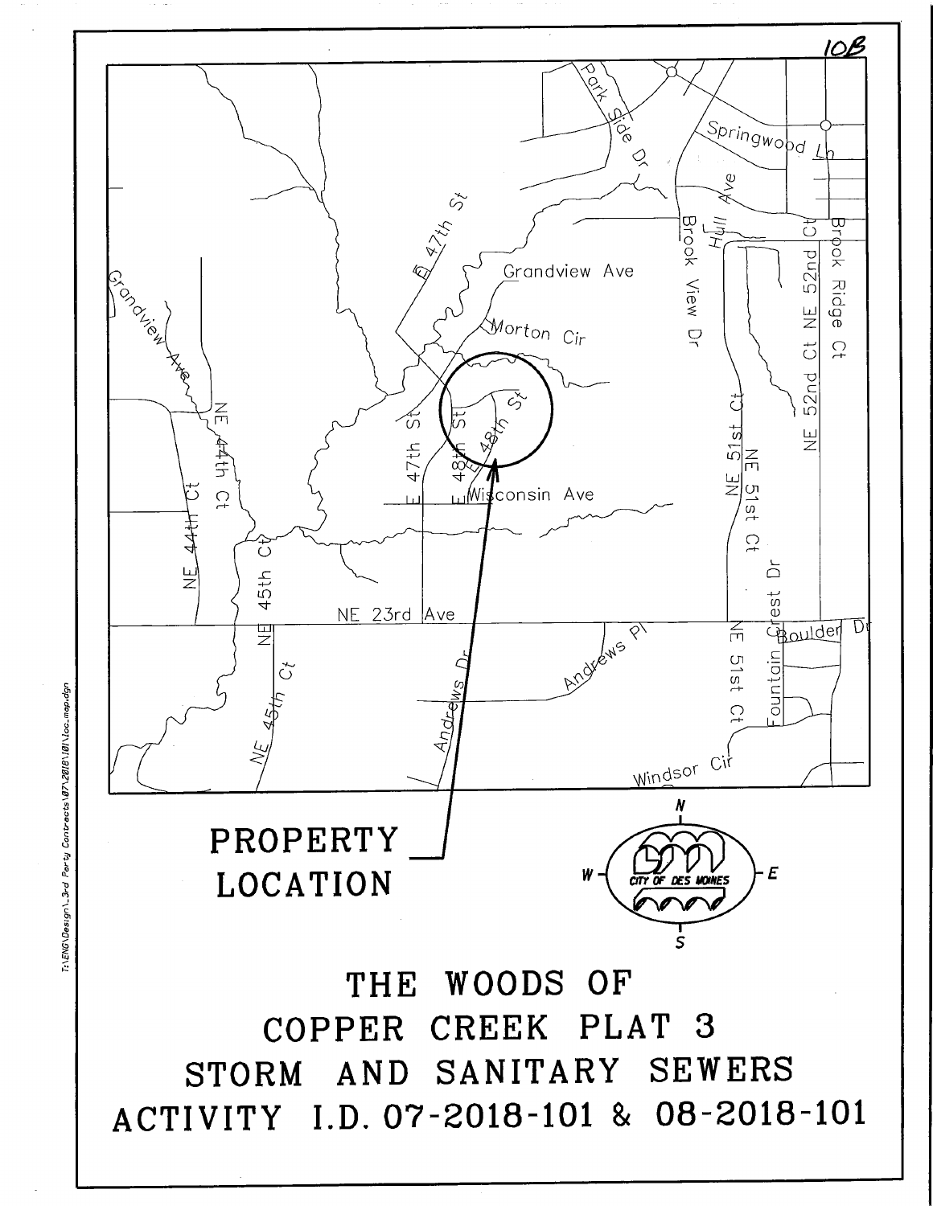10B

Park Side Dr

Springwood Ln

E 47th St

Hull Ave

Brook View Dr

Brook Ridge Ct

NE 52nd Ct

NE 52nd Ct

Grandview Ave

Grandview Ave

Morton Cir

NE 44th Ct

NE 44th Ct

E 47th St

E 48th St

E 48th St

NE 51st Ct

NE 51st Ct

Wisconsin Ave

NE 45th Ct

Fountain Crest Dr

NE 23rd Ave

Andrews Pl

Boulder Dr

NE 51st Ct

Andrews Dr

NE 45th Ct

Windsor Cir

PROPERTY LOCATION

N

W

E

S

CITY OF DES MOINES

T:\ENG\Design\_3rd Party Contracts\07\2018\101\loc_map.dgn

# THE WOODS OF COPPER CREEK PLAT 3

## STORM AND SANITARY SEWERS

## ACTIVITY I.D. 07-2018-101 & 08-2018-101